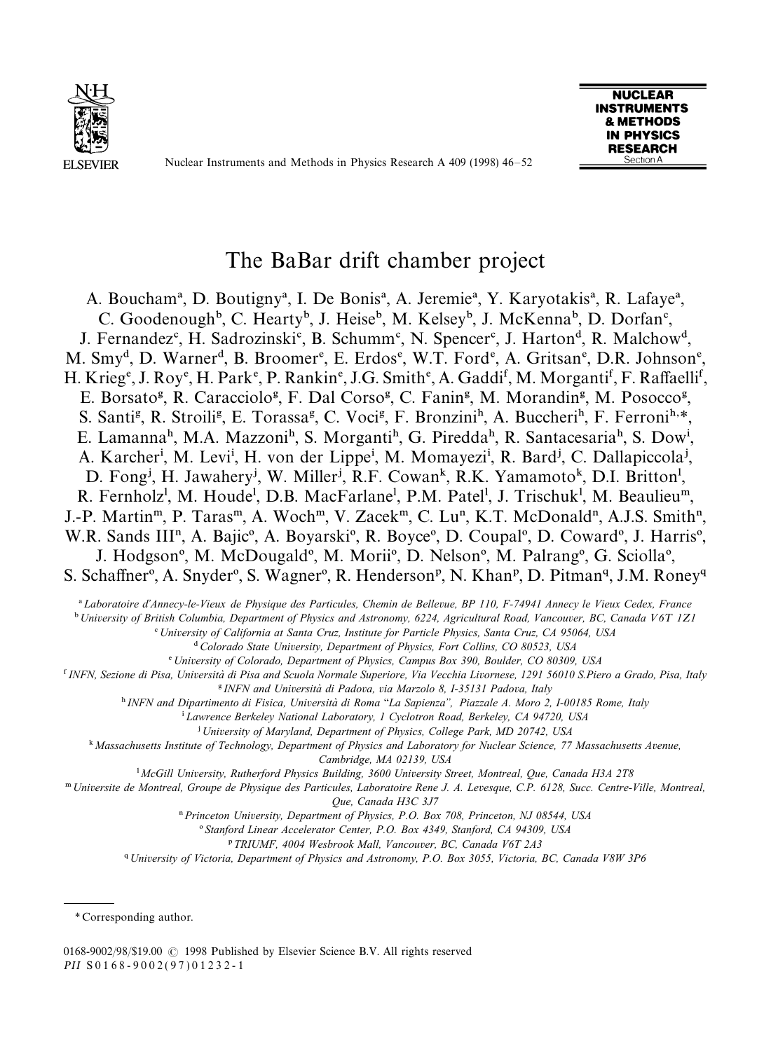# The BaBar drift chamber project

A. Boucham[a], D. Boutigny[a], I. De Bonis[a], A. Jeremie[a], Y. Karyotakis[a], R. Lafaye[a], C. Goodenough[b], C. Hearty[b], J. Heise[b], M. Kelsey[b], J. McKenna[b], D. Dorfan[c], J. Fernandez[c], H. Sadrozinski[c], B. Schumm[c], N. Spencer[c], J. Harton[d], R. Malchow[d], M. Smy[d], D. Warner[d], B. Broomer[e], E. Erdos[e], W.T. Ford[e], A. Gritsan[e], D.R. Johnson[e], H. Krieg[e], J. Roy[e], H. Park[e], P. Rankin[e], J.G. Smith[e], A. Gaddi[f], M. Morganti[f], F. Raffaelli[f], E. Borsato[g], R. Caracciolo[g], F. Dal Corso[g], C. Fanin[g], M. Morandin[g], M. Posocco[g], S. Santi[g], R. Stroili[g], E. Torassa[g], C. Voci[g], F. Bronzini[h], A. Buccheri[h], F. Ferroni[h,*], E. Lamanna[h], M.A. Mazzoni[h], S. Morganti[h], G. Piredda[h], R. Santacesaria[h], S. Dow[i], A. Karcher[i], M. Levi[i], H. von der Lippe[i], M. Momayezi[i], R. Bard[j], C. Dallapiccola[j], D. Fong[j], H. Jawahery[j], W. Miller[j], R.F. Cowan[k], R.K. Yamamoto[k], D.I. Britton[l], R. Fernholz[l], M. Houde[l], D.B. MacFarlane[l], P.M. Patel[l], J. Trischuk[l], M. Beaulieu[m], J.-P. Martin[m], P. Taras[m], A. Woch[m], V. Zacek[m], C. Lu[n], K.T. McDonald[n], A.J.S. Smith[n], W.R. Sands III[n], A. Bajic[o], A. Boyarski[o], R. Boyce[o], D. Coupal[o], D. Coward[o], J. Harris[o], J. Hodgson[o], M. McDougald[o], M. Morii[o], D. Nelson[o], M. Palrang[o], G. Sciolla[o], S. Schaffner[o], A. Snyder[o], S. Wagner[o], R. Henderson[p], N. Khan[p], D. Pitman[q], J.M. Roney[q]

[a] *Laboratoire d'Annecy-le-Vieux de Physique des Particules, Chemin de Bellevue, BP 110, F-74941 Annecy le Vieux Cedex, France*
[b] *University of British Columbia, Department of Physics and Astronomy, 6224, Agricultural Road, Vancouver, BC, Canada V6T 1Z1*
[c] *University of California at Santa Cruz, Institute for Particle Physics, Santa Cruz, CA 95064, USA*
[d] *Colorado State University, Department of Physics, Fort Collins, CO 80523, USA*
[e] *University of Colorado, Department of Physics, Campus Box 390, Boulder, CO 80309, USA*
[f] *INFN, Sezione di Pisa, Università di Pisa and Scuola Normale Superiore, Via Vecchia Livornese, 1291 56010 S.Piero a Grado, Pisa, Italy*
[g] *INFN and Università di Padova, via Marzolo 8, I-35131 Padova, Italy*
[h] *INFN and Dipartimento di Fisica, Università di Roma "La Sapienza", Piazzale A. Moro 2, I-00185 Rome, Italy*
[i] *Lawrence Berkeley National Laboratory, 1 Cyclotron Road, Berkeley, CA 94720, USA*
[j] *University of Maryland, Department of Physics, College Park, MD 20742, USA*
[k] *Massachusetts Institute of Technology, Department of Physics and Laboratory for Nuclear Science, 77 Massachusetts Avenue, Cambridge, MA 02139, USA*
[l] *McGill University, Rutherford Physics Building, 3600 University Street, Montreal, Que, Canada H3A 2T8*
[m] *Universite de Montreal, Groupe de Physique des Particules, Laboratoire Rene J. A. Levesque, C.P. 6128, Succ. Centre-Ville, Montreal, Que, Canada H3C 3J7*
[n] *Princeton University, Department of Physics, P.O. Box 708, Princeton, NJ 08544, USA*
[o] *Stanford Linear Accelerator Center, P.O. Box 4349, Stanford, CA 94309, USA*
[p] *TRIUMF, 4004 Wesbrook Mall, Vancouver, BC, Canada V6T 2A3*
[q] *University of Victoria, Department of Physics and Astronomy, P.O. Box 3055, Victoria, BC, Canada V8W 3P6*

---

\* Corresponding author.

0168-9002/98/$19.00 © 1998 Published by Elsevier Science B.V. All rights reserved
*PII* S0168-9002(97)01232-1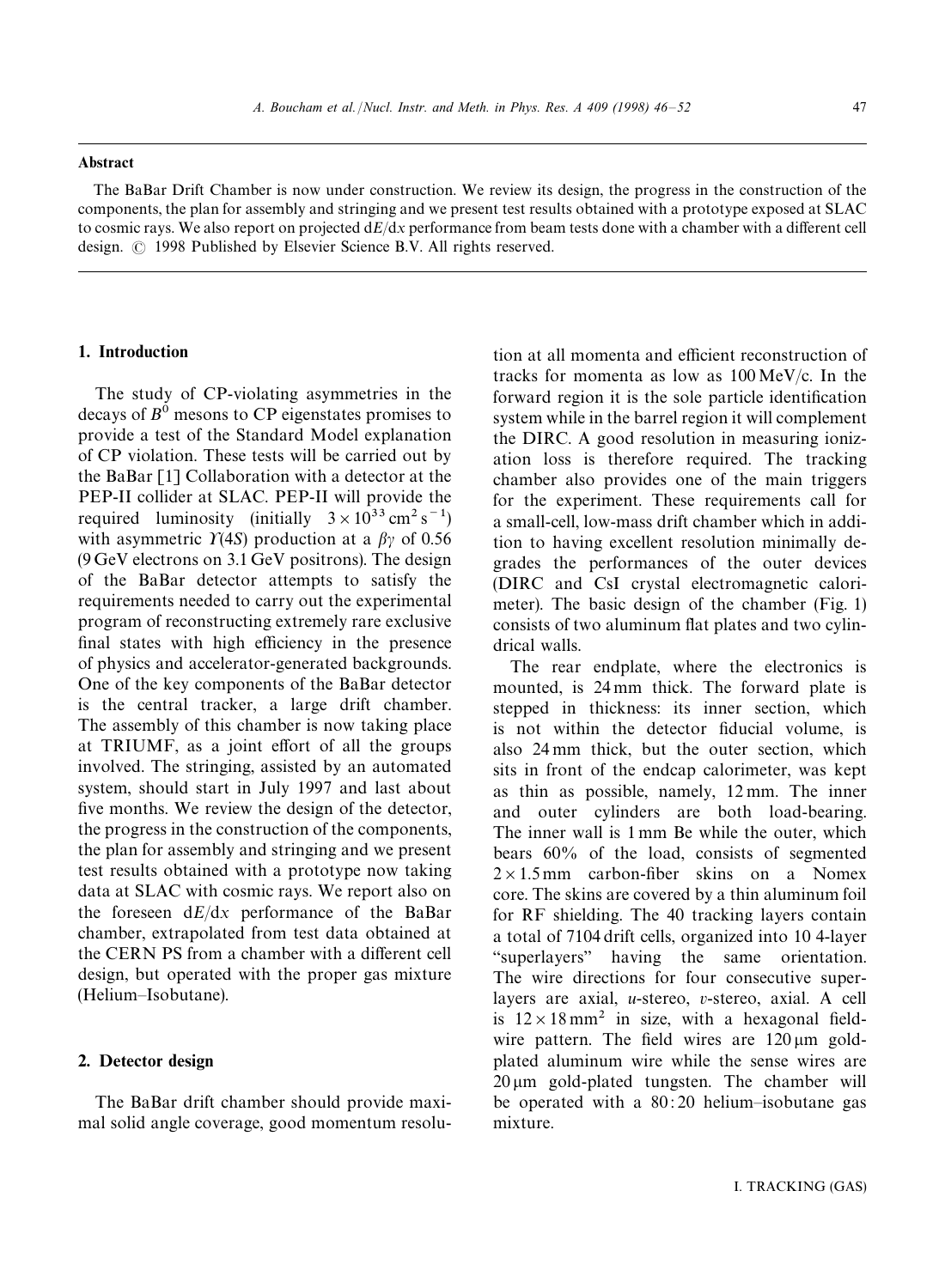## Abstract

The BaBar Drift Chamber is now under construction. We review its design, the progress in the construction of the components, the plan for assembly and stringing and we present test results obtained with a prototype exposed at SLAC to cosmic rays. We also report on projected d$E$/d$x$ performance from beam tests done with a chamber with a different cell design. © 1998 Published by Elsevier Science B.V. All rights reserved.

## 1. Introduction

The study of CP-violating asymmetries in the decays of $B^0$ mesons to CP eigenstates promises to provide a test of the Standard Model explanation of CP violation. These tests will be carried out by the BaBar [1] Collaboration with a detector at the PEP-II collider at SLAC. PEP-II will provide the required luminosity (initially $3 \times 10^{33}\,\mathrm{cm}^2\,\mathrm{s}^{-1}$) with asymmetric $\Upsilon(4S)$ production at a $\beta\gamma$ of 0.56 (9 GeV electrons on 3.1 GeV positrons). The design of the BaBar detector attempts to satisfy the requirements needed to carry out the experimental program of reconstructing extremely rare exclusive final states with high efficiency in the presence of physics and accelerator-generated backgrounds. One of the key components of the BaBar detector is the central tracker, a large drift chamber. The assembly of this chamber is now taking place at TRIUMF, as a joint effort of all the groups involved. The stringing, assisted by an automated system, should start in July 1997 and last about five months. We review the design of the detector, the progress in the construction of the components, the plan for assembly and stringing and we present test results obtained with a prototype now taking data at SLAC with cosmic rays. We report also on the foreseen d$E$/d$x$ performance of the BaBar chamber, extrapolated from test data obtained at the CERN PS from a chamber with a different cell design, but operated with the proper gas mixture (Helium–Isobutane).

## 2. Detector design

The BaBar drift chamber should provide maximal solid angle coverage, good momentum resolution at all momenta and efficient reconstruction of tracks for momenta as low as 100 MeV/c. In the forward region it is the sole particle identification system while in the barrel region it will complement the DIRC. A good resolution in measuring ionization loss is therefore required. The tracking chamber also provides one of the main triggers for the experiment. These requirements call for a small-cell, low-mass drift chamber which in addition to having excellent resolution minimally degrades the performances of the outer devices (DIRC and CsI crystal electromagnetic calorimeter). The basic design of the chamber (Fig. 1) consists of two aluminum flat plates and two cylindrical walls.

The rear endplate, where the electronics is mounted, is 24 mm thick. The forward plate is stepped in thickness: its inner section, which is not within the detector fiducial volume, is also 24 mm thick, but the outer section, which sits in front of the endcap calorimeter, was kept as thin as possible, namely, 12 mm. The inner and outer cylinders are both load-bearing. The inner wall is 1 mm Be while the outer, which bears 60% of the load, consists of segmented $2 \times 1.5$ mm carbon-fiber skins on a Nomex core. The skins are covered by a thin aluminum foil for RF shielding. The 40 tracking layers contain a total of 7104 drift cells, organized into 10 4-layer "superlayers" having the same orientation. The wire directions for four consecutive superlayers are axial, $u$-stereo, $v$-stereo, axial. A cell is $12 \times 18\,\mathrm{mm}^2$ in size, with a hexagonal field-wire pattern. The field wires are 120 μm gold-plated aluminum wire while the sense wires are 20 μm gold-plated tungsten. The chamber will be operated with a 80 : 20 helium–isobutane gas mixture.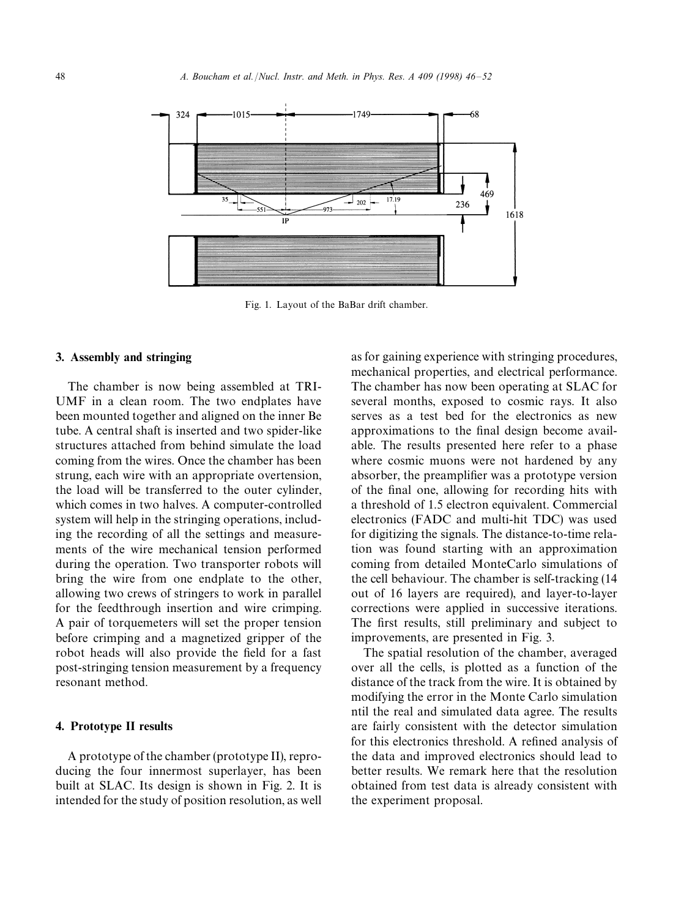324 1015 1749 68

35 551 973 202 17.19

IP

469

236

1618

Fig. 1. Layout of the BaBar drift chamber.

## 3. Assembly and stringing

The chamber is now being assembled at TRIUMF in a clean room. The two endplates have been mounted together and aligned on the inner Be tube. A central shaft is inserted and two spider-like structures attached from behind simulate the load coming from the wires. Once the chamber has been strung, each wire with an appropriate overtension, the load will be transferred to the outer cylinder, which comes in two halves. A computer-controlled system will help in the stringing operations, including the recording of all the settings and measurements of the wire mechanical tension performed during the operation. Two transporter robots will bring the wire from one endplate to the other, allowing two crews of stringers to work in parallel for the feedthrough insertion and wire crimping. A pair of torquemeters will set the proper tension before crimping and a magnetized gripper of the robot heads will also provide the field for a fast post-stringing tension measurement by a frequency resonant method.

## 4. Prototype II results

A prototype of the chamber (prototype II), reproducing the four innermost superlayer, has been built at SLAC. Its design is shown in Fig. 2. It is intended for the study of position resolution, as well as for gaining experience with stringing procedures, mechanical properties, and electrical performance. The chamber has now been operating at SLAC for several months, exposed to cosmic rays. It also serves as a test bed for the electronics as new approximations to the final design become available. The results presented here refer to a phase where cosmic muons were not hardened by any absorber, the preamplifier was a prototype version of the final one, allowing for recording hits with a threshold of 1.5 electron equivalent. Commercial electronics (FADC and multi-hit TDC) was used for digitizing the signals. The distance-to-time relation was found starting with an approximation coming from detailed MonteCarlo simulations of the cell behaviour. The chamber is self-tracking (14 out of 16 layers are required), and layer-to-layer corrections were applied in successive iterations. The first results, still preliminary and subject to improvements, are presented in Fig. 3.

The spatial resolution of the chamber, averaged over all the cells, is plotted as a function of the distance of the track from the wire. It is obtained by modifying the error in the Monte Carlo simulation ntil the real and simulated data agree. The results are fairly consistent with the detector simulation for this electronics threshold. A refined analysis of the data and improved electronics should lead to better results. We remark here that the resolution obtained from test data is already consistent with the experiment proposal.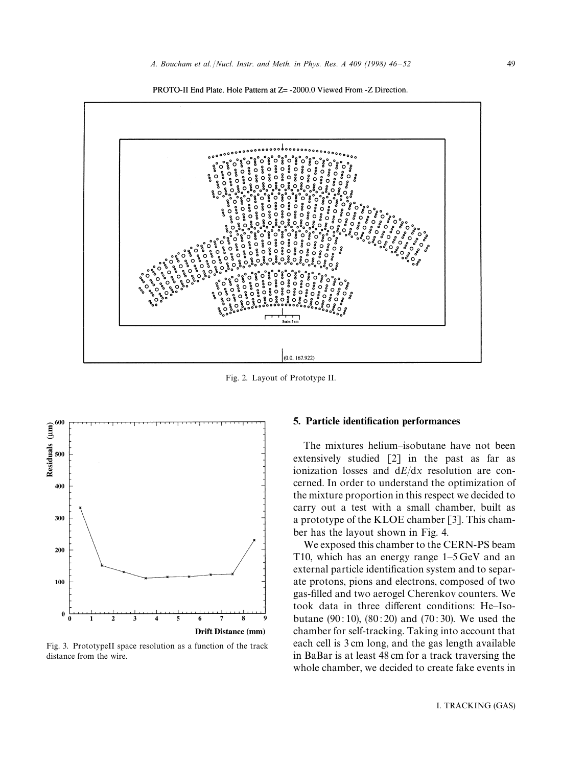PROTO-II End Plate. Hole Pattern at Z= -2000.0 Viewed From -Z Direction.

Fig. 2. Layout of Prototype II.

Fig. 3. PrototypeII space resolution as a function of the track distance from the wire.

## 5. Particle identification performances

The mixtures helium–isobutane have not been extensively studied [2] in the past as far as ionization losses and d$E$/d$x$ resolution are concerned. In order to understand the optimization of the mixture proportion in this respect we decided to carry out a test with a small chamber, built as a prototype of the KLOE chamber [3]. This chamber has the layout shown in Fig. 4.

We exposed this chamber to the CERN-PS beam T10, which has an energy range 1–5 GeV and an external particle identification system and to separate protons, pions and electrons, composed of two gas-filled and two aerogel Cherenkov counters. We took data in three different conditions: He–Isobutane (90 : 10), (80 : 20) and (70 : 30). We used the chamber for self-tracking. Taking into account that each cell is 3 cm long, and the gas length available in BaBar is at least 48 cm for a track traversing the whole chamber, we decided to create fake events in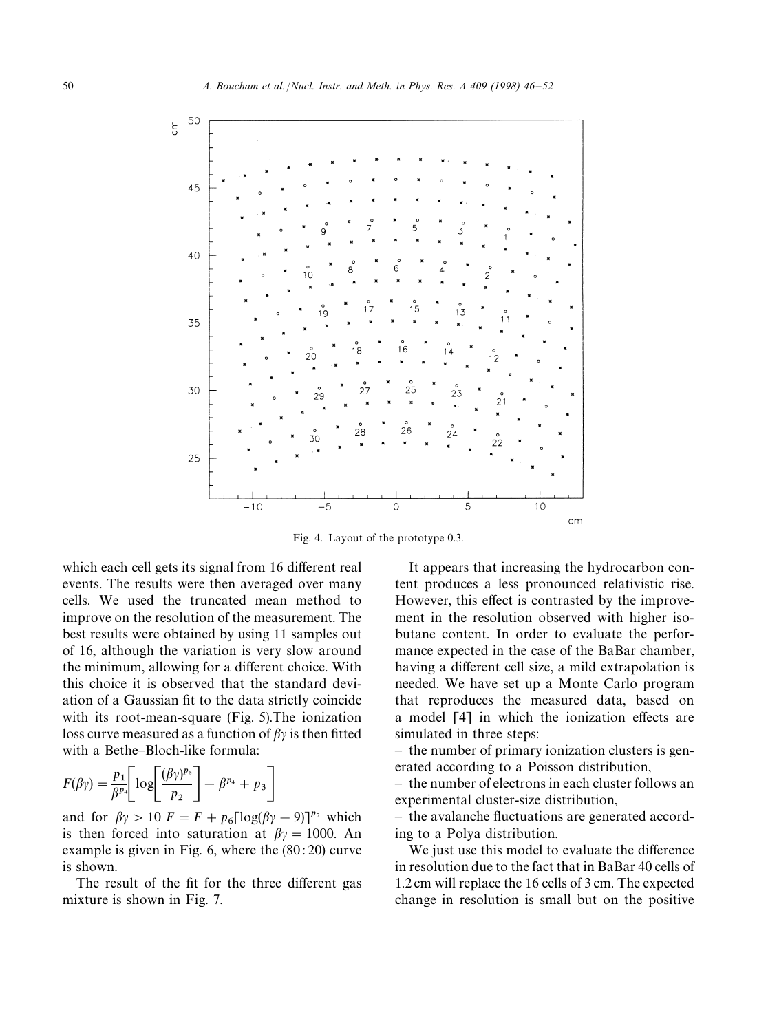Fig. 4. Layout of the prototype 0.3.

which each cell gets its signal from 16 different real events. The results were then averaged over many cells. We used the truncated mean method to improve on the resolution of the measurement. The best results were obtained by using 11 samples out of 16, although the variation is very slow around the minimum, allowing for a different choice. With this choice it is observed that the standard deviation of a Gaussian fit to the data strictly coincide with its root-mean-square (Fig. 5).The ionization loss curve measured as a function of $\beta\gamma$ is then fitted with a Bethe–Bloch-like formula:

$$F(\beta\gamma) = \frac{p_1}{\beta^{p_4}}\left[\log\left[\frac{(\beta\gamma)^{p_5}}{p_2}\right] - \beta^{p_4} + p_3\right]$$

and for $\beta\gamma > 10$ $F = F + p_6[\log(\beta\gamma - 9)]^{p_7}$ which is then forced into saturation at $\beta\gamma = 1000$. An example is given in Fig. 6, where the (80 : 20) curve is shown.

The result of the fit for the three different gas mixture is shown in Fig. 7.

It appears that increasing the hydrocarbon content produces a less pronounced relativistic rise. However, this effect is contrasted by the improvement in the resolution observed with higher isobutane content. In order to evaluate the performance expected in the case of the BaBar chamber, having a different cell size, a mild extrapolation is needed. We have set up a Monte Carlo program that reproduces the measured data, based on a model [4] in which the ionization effects are simulated in three steps:

– the number of primary ionization clusters is generated according to a Poisson distribution,
– the number of electrons in each cluster follows an experimental cluster-size distribution,
– the avalanche fluctuations are generated according to a Polya distribution.

We just use this model to evaluate the difference in resolution due to the fact that in BaBar 40 cells of 1.2 cm will replace the 16 cells of 3 cm. The expected change in resolution is small but on the positive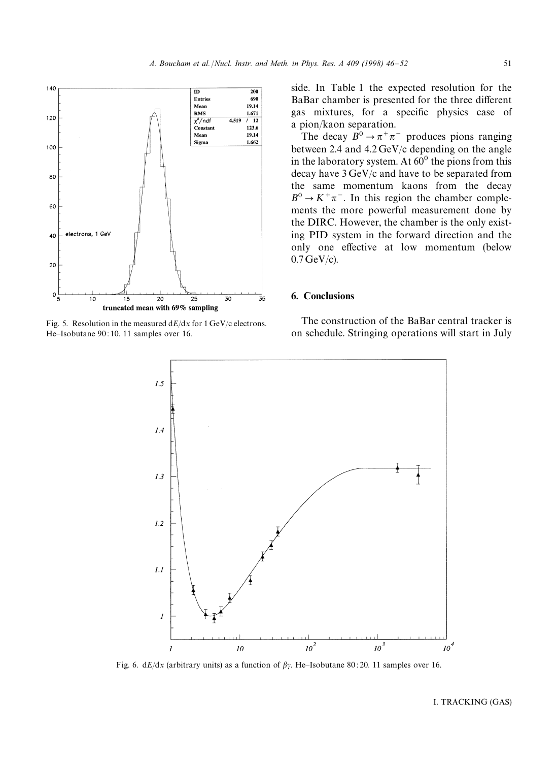Fig. 5. Resolution in the measured d$E$/d$x$ for 1 GeV/$c$ electrons. He–Isobutane 90 : 10. 11 samples over 16.

side. In Table 1 the expected resolution for the BaBar chamber is presented for the three different gas mixtures, for a specific physics case of a pion/kaon separation.

The decay $B^0 \rightarrow \pi^+\pi^-$ produces pions ranging between 2.4 and 4.2 GeV/$c$ depending on the angle in the laboratory system. At $60^0$ the pions from this decay have 3 GeV/$c$ and have to be separated from the same momentum kaons from the decay $B^0 \rightarrow K^+\pi^-$. In this region the chamber complements the more powerful measurement done by the DIRC. However, the chamber is the only existing PID system in the forward direction and the only one effective at low momentum (below 0.7 GeV/$c$).

## 6. Conclusions

The construction of the BaBar central tracker is on schedule. Stringing operations will start in July

Fig. 6. d$E$/d$x$ (arbitrary units) as a function of $\beta\gamma$. He–Isobutane 80 : 20. 11 samples over 16.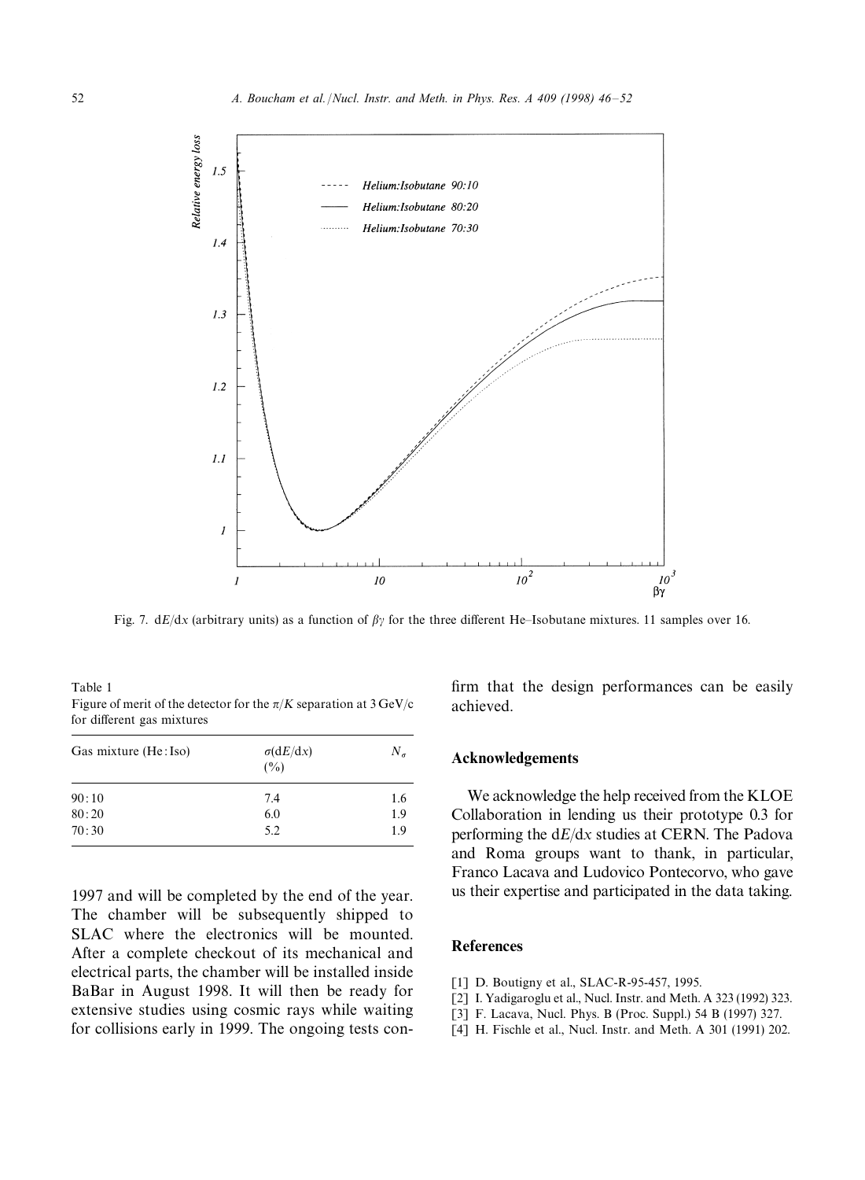Relative energy loss

1.5

1.4

1.3

1.2

1.1

1

1

10

$10^2$

$10^3$

βγ

Helium:Isobutane 90:10

Helium:Isobutane 80:20

Helium:Isobutane 70:30

Fig. 7. $dE/dx$ (arbitrary units) as a function of $\beta\gamma$ for the three different He–Isobutane mixtures. 11 samples over 16.

Table 1
Figure of merit of the detector for the $\pi/K$ separation at 3 GeV/c for different gas mixtures

| Gas mixture (He : Iso) | $\sigma(dE/dx)$ (%) | $N_\sigma$ |
|---|---|---|
| 90 : 10 | 7.4 | 1.6 |
| 80 : 20 | 6.0 | 1.9 |
| 70 : 30 | 5.2 | 1.9 |

1997 and will be completed by the end of the year. The chamber will be subsequently shipped to SLAC where the electronics will be mounted. After a complete checkout of its mechanical and electrical parts, the chamber will be installed inside BaBar in August 1998. It will then be ready for extensive studies using cosmic rays while waiting for collisions early in 1999. The ongoing tests confirm that the design performances can be easily achieved.

## Acknowledgements

We acknowledge the help received from the KLOE Collaboration in lending us their prototype 0.3 for performing the $dE/dx$ studies at CERN. The Padova and Roma groups want to thank, in particular, Franco Lacava and Ludovico Pontecorvo, who gave us their expertise and participated in the data taking.

## References

[1] D. Boutigny et al., SLAC-R-95-457, 1995.
[2] I. Yadigaroglu et al., Nucl. Instr. and Meth. A 323 (1992) 323.
[3] F. Lacava, Nucl. Phys. B (Proc. Suppl.) 54 B (1997) 327.
[4] H. Fischle et al., Nucl. Instr. and Meth. A 301 (1991) 202.